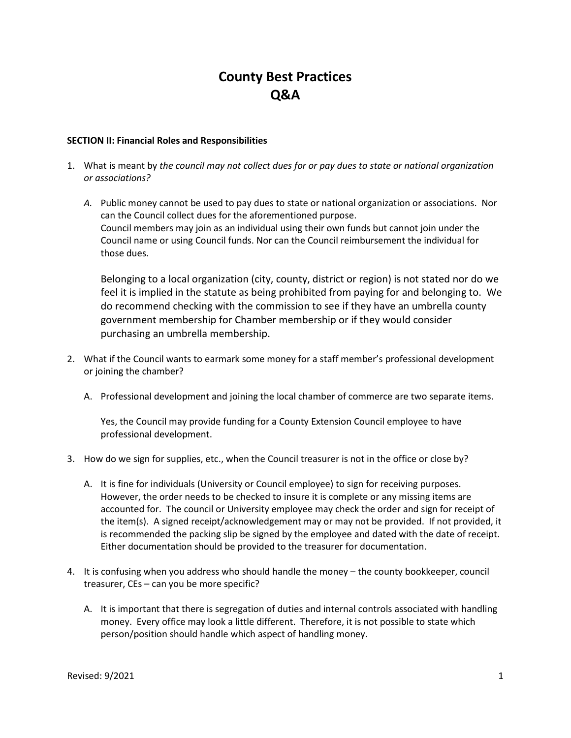# County Best Practices
# Q&A

**SECTION II: Financial Roles and Responsibilities**

1. What is meant by *the council may not collect dues for or pay dues to state or national organization or associations?*

   *A.* Public money cannot be used to pay dues to state or national organization or associations. Nor can the Council collect dues for the aforementioned purpose.
   Council members may join as an individual using their own funds but cannot join under the Council name or using Council funds. Nor can the Council reimbursement the individual for those dues.

   Belonging to a local organization (city, county, district or region) is not stated nor do we feel it is implied in the statute as being prohibited from paying for and belonging to. We do recommend checking with the commission to see if they have an umbrella county government membership for Chamber membership or if they would consider purchasing an umbrella membership.

2. What if the Council wants to earmark some money for a staff member's professional development or joining the chamber?

   A. Professional development and joining the local chamber of commerce are two separate items.

   Yes, the Council may provide funding for a County Extension Council employee to have professional development.

3. How do we sign for supplies, etc., when the Council treasurer is not in the office or close by?

   A. It is fine for individuals (University or Council employee) to sign for receiving purposes. However, the order needs to be checked to insure it is complete or any missing items are accounted for. The council or University employee may check the order and sign for receipt of the item(s). A signed receipt/acknowledgement may or may not be provided. If not provided, it is recommended the packing slip be signed by the employee and dated with the date of receipt. Either documentation should be provided to the treasurer for documentation.

4. It is confusing when you address who should handle the money – the county bookkeeper, council treasurer, CEs – can you be more specific?

   A. It is important that there is segregation of duties and internal controls associated with handling money. Every office may look a little different. Therefore, it is not possible to state which person/position should handle which aspect of handling money.

Revised: 9/2021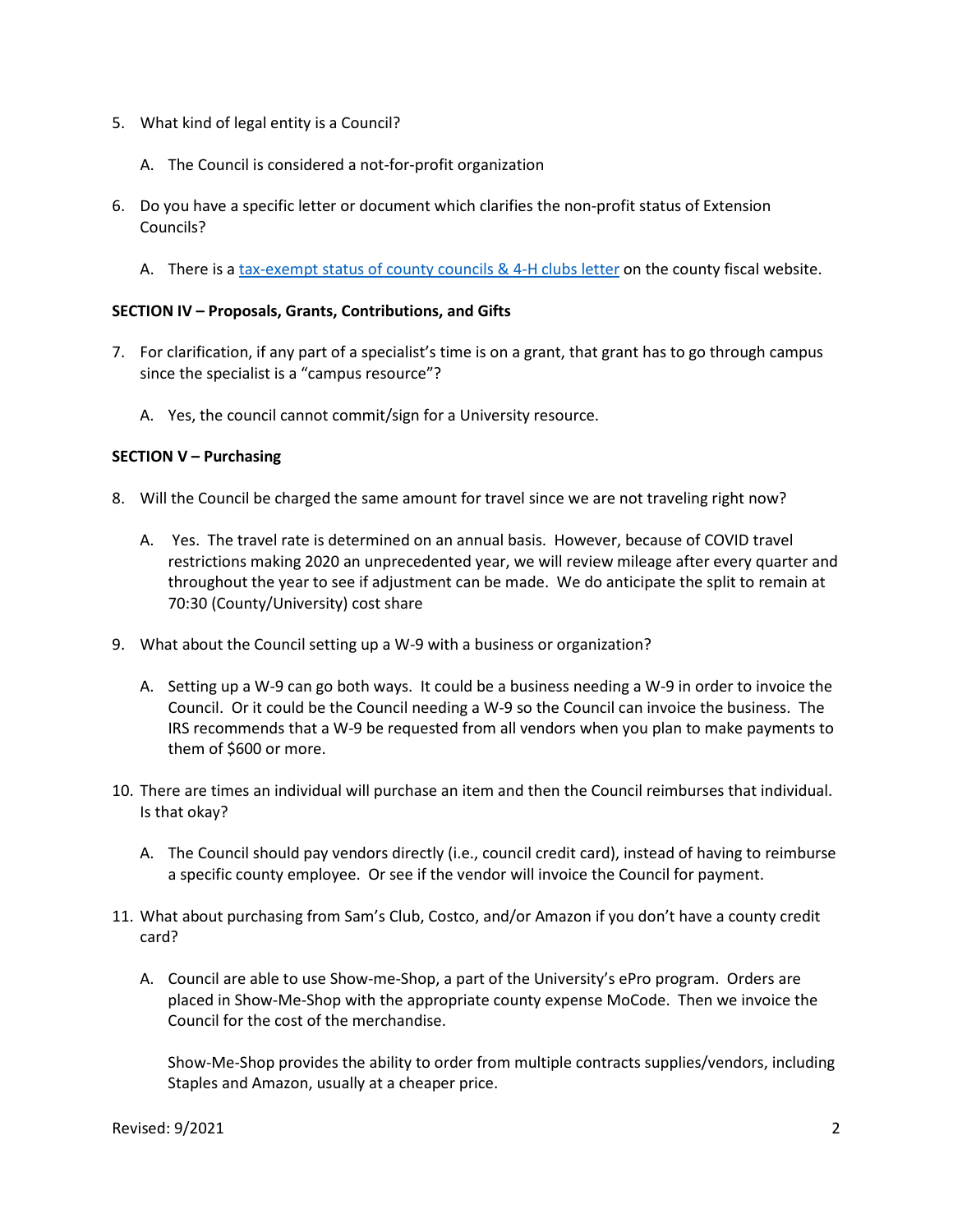5. What kind of legal entity is a Council?

   A. The Council is considered a not-for-profit organization

6. Do you have a specific letter or document which clarifies the non-profit status of Extension Councils?

   A. There is a tax-exempt status of county councils & 4-H clubs letter on the county fiscal website.

**SECTION IV – Proposals, Grants, Contributions, and Gifts**

7. For clarification, if any part of a specialist's time is on a grant, that grant has to go through campus since the specialist is a "campus resource"?

   A. Yes, the council cannot commit/sign for a University resource.

**SECTION V – Purchasing**

8. Will the Council be charged the same amount for travel since we are not traveling right now?

   A. Yes. The travel rate is determined on an annual basis. However, because of COVID travel restrictions making 2020 an unprecedented year, we will review mileage after every quarter and throughout the year to see if adjustment can be made. We do anticipate the split to remain at 70:30 (County/University) cost share

9. What about the Council setting up a W-9 with a business or organization?

   A. Setting up a W-9 can go both ways. It could be a business needing a W-9 in order to invoice the Council. Or it could be the Council needing a W-9 so the Council can invoice the business. The IRS recommends that a W-9 be requested from all vendors when you plan to make payments to them of $600 or more.

10. There are times an individual will purchase an item and then the Council reimburses that individual. Is that okay?

    A. The Council should pay vendors directly (i.e., council credit card), instead of having to reimburse a specific county employee. Or see if the vendor will invoice the Council for payment.

11. What about purchasing from Sam's Club, Costco, and/or Amazon if you don't have a county credit card?

    A. Council are able to use Show-me-Shop, a part of the University's ePro program. Orders are placed in Show-Me-Shop with the appropriate county expense MoCode. Then we invoice the Council for the cost of the merchandise.

       Show-Me-Shop provides the ability to order from multiple contracts supplies/vendors, including Staples and Amazon, usually at a cheaper price.

Revised: 9/2021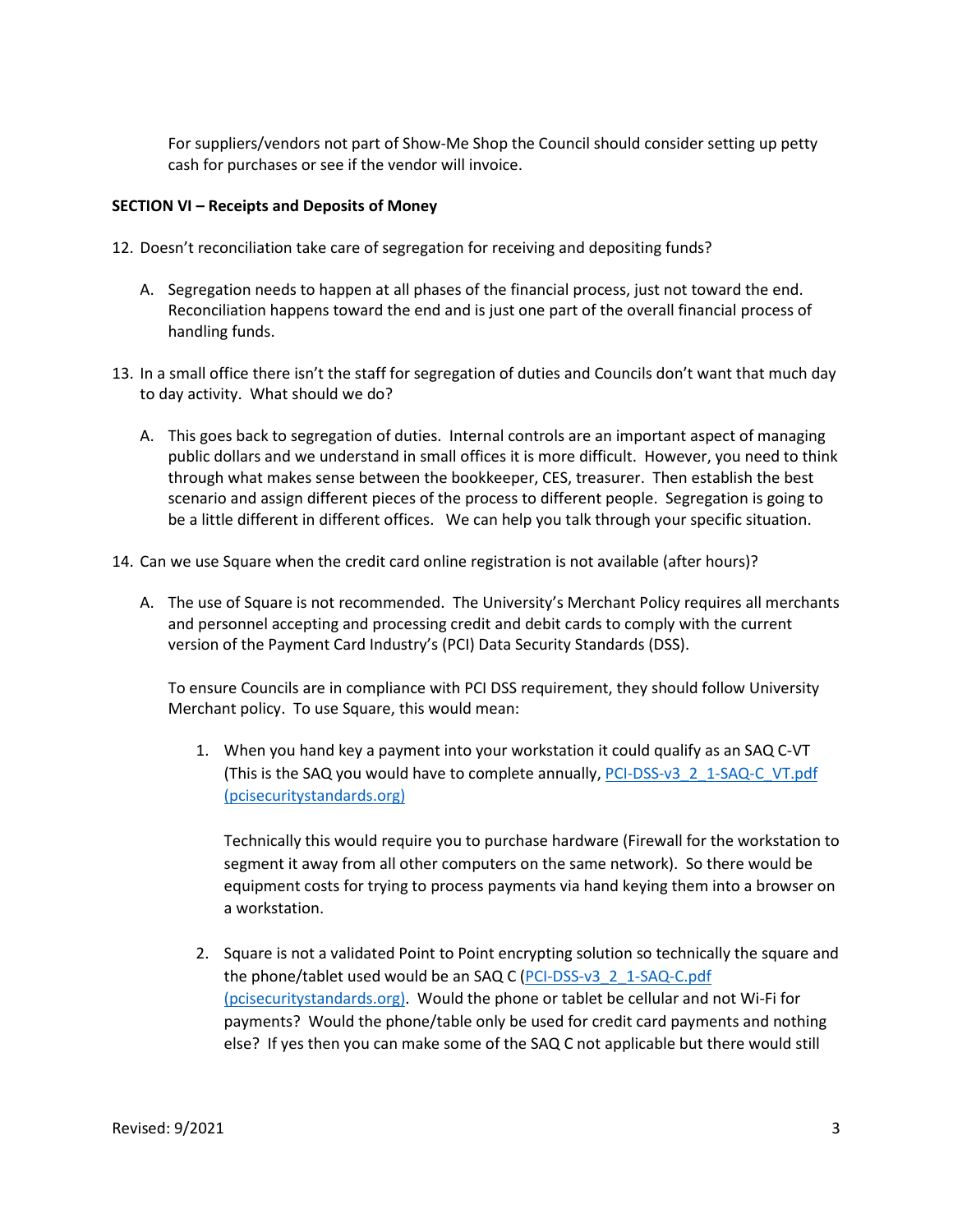For suppliers/vendors not part of Show-Me Shop the Council should consider setting up petty cash for purchases or see if the vendor will invoice.

**SECTION VI – Receipts and Deposits of Money**

12. Doesn't reconciliation take care of segregation for receiving and depositing funds?

    A. Segregation needs to happen at all phases of the financial process, just not toward the end. Reconciliation happens toward the end and is just one part of the overall financial process of handling funds.

13. In a small office there isn't the staff for segregation of duties and Councils don't want that much day to day activity. What should we do?

    A. This goes back to segregation of duties. Internal controls are an important aspect of managing public dollars and we understand in small offices it is more difficult. However, you need to think through what makes sense between the bookkeeper, CES, treasurer. Then establish the best scenario and assign different pieces of the process to different people. Segregation is going to be a little different in different offices. We can help you talk through your specific situation.

14. Can we use Square when the credit card online registration is not available (after hours)?

    A. The use of Square is not recommended. The University's Merchant Policy requires all merchants and personnel accepting and processing credit and debit cards to comply with the current version of the Payment Card Industry's (PCI) Data Security Standards (DSS).

       To ensure Councils are in compliance with PCI DSS requirement, they should follow University Merchant policy. To use Square, this would mean:

       1. When you hand key a payment into your workstation it could qualify as an SAQ C-VT (This is the SAQ you would have to complete annually, PCI-DSS-v3_2_1-SAQ-C_VT.pdf (pcisecuritystandards.org)

          Technically this would require you to purchase hardware (Firewall for the workstation to segment it away from all other computers on the same network). So there would be equipment costs for trying to process payments via hand keying them into a browser on a workstation.

       2. Square is not a validated Point to Point encrypting solution so technically the square and the phone/tablet used would be an SAQ C (PCI-DSS-v3_2_1-SAQ-C.pdf (pcisecuritystandards.org). Would the phone or tablet be cellular and not Wi-Fi for payments? Would the phone/table only be used for credit card payments and nothing else? If yes then you can make some of the SAQ C not applicable but there would still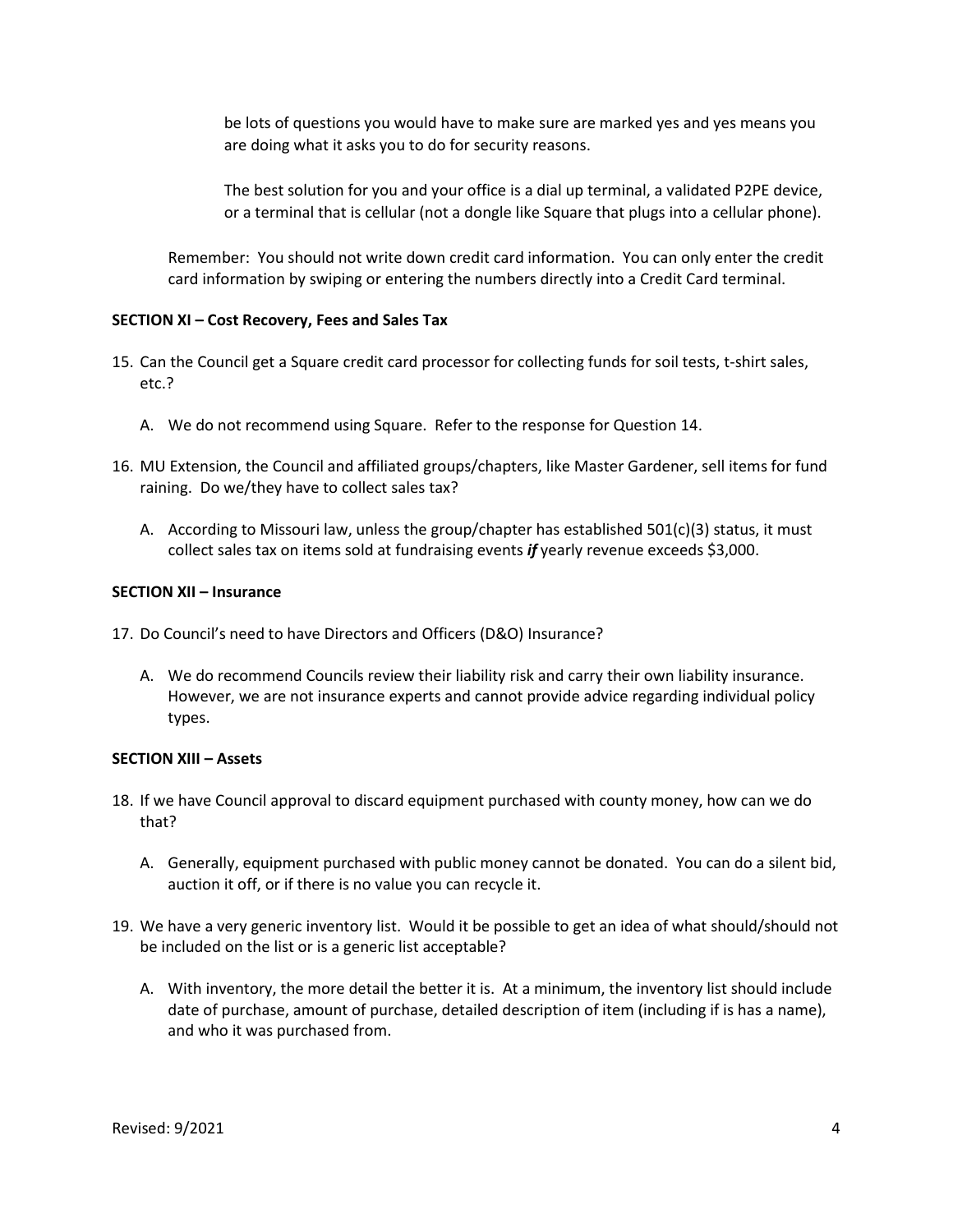be lots of questions you would have to make sure are marked yes and yes means you are doing what it asks you to do for security reasons.

The best solution for you and your office is a dial up terminal, a validated P2PE device, or a terminal that is cellular (not a dongle like Square that plugs into a cellular phone).

Remember: You should not write down credit card information. You can only enter the credit card information by swiping or entering the numbers directly into a Credit Card terminal.

**SECTION XI – Cost Recovery, Fees and Sales Tax**

15. Can the Council get a Square credit card processor for collecting funds for soil tests, t-shirt sales, etc.?

    A. We do not recommend using Square. Refer to the response for Question 14.

16. MU Extension, the Council and affiliated groups/chapters, like Master Gardener, sell items for fund raining. Do we/they have to collect sales tax?

    A. According to Missouri law, unless the group/chapter has established 501(c)(3) status, it must collect sales tax on items sold at fundraising events ***if*** yearly revenue exceeds $3,000.

**SECTION XII – Insurance**

17. Do Council's need to have Directors and Officers (D&O) Insurance?

    A. We do recommend Councils review their liability risk and carry their own liability insurance. However, we are not insurance experts and cannot provide advice regarding individual policy types.

**SECTION XIII – Assets**

18. If we have Council approval to discard equipment purchased with county money, how can we do that?

    A. Generally, equipment purchased with public money cannot be donated. You can do a silent bid, auction it off, or if there is no value you can recycle it.

19. We have a very generic inventory list. Would it be possible to get an idea of what should/should not be included on the list or is a generic list acceptable?

    A. With inventory, the more detail the better it is. At a minimum, the inventory list should include date of purchase, amount of purchase, detailed description of item (including if is has a name), and who it was purchased from.

Revised: 9/2021